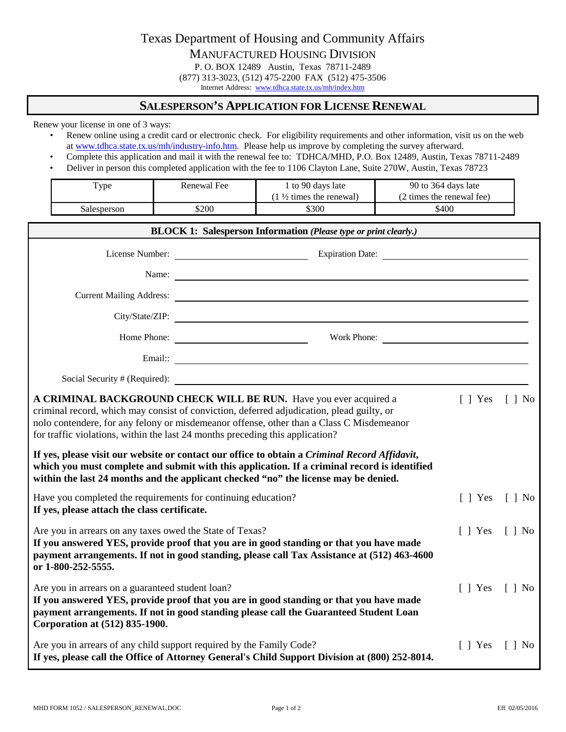Texas Department of Housing and Community Affairs

MANUFACTURED HOUSING DIVISION

P. O. BOX 12489 Austin, Texas 78711-2489

(877) 313-3023, (512) 475-2200 FAX (512) 475-3506

Internet Address: www.tdhca.state.tx.us/mh/index.htm

# SALESPERSON'S APPLICATION FOR LICENSE RENEWAL

Renew your license in one of 3 ways:

- Renew online using a credit card or electronic check. For eligibility requirements and other information, visit us on the web at www.tdhca.state.tx.us/mh/industry-info.htm. Please help us improve by completing the survey afterward.
- Complete this application and mail it with the renewal fee to: TDHCA/MHD, P.O. Box 12489, Austin, Texas 78711-2489
- Deliver in person this completed application with the fee to 1106 Clayton Lane, Suite 270W, Austin, Texas 78723

| Type | Renewal Fee | 1 to 90 days late (1 ½ times the renewal) | 90 to 364 days late (2 times the renewal fee) |
|---|---|---|---|
| Salesperson | $200 | $300 | $400 |

## BLOCK 1: Salesperson Information *(Please type or print clearly.)*

License Number: ______________________ Expiration Date: ______________________

Name: ______________________

Current Mailing Address: ______________________

City/State/ZIP: ______________________

Home Phone: ______________________ Work Phone: ______________________

Email:: ______________________

Social Security # (Required): ______________________

**A CRIMINAL BACKGROUND CHECK WILL BE RUN.** Have you ever acquired a criminal record, which may consist of conviction, deferred adjudication, plead guilty, or nolo contendere, for any felony or misdemeanor offense, other than a Class C Misdemeanor for traffic violations, within the last 24 months preceding this application? [ ] Yes [ ] No

**If yes, please visit our website or contact our office to obtain a *Criminal Record Affidavit*, which you must complete and submit with this application. If a criminal record is identified within the last 24 months and the applicant checked "no" the license may be denied.**

Have you completed the requirements for continuing education? [ ] Yes [ ] No
**If yes, please attach the class certificate.**

Are you in arrears on any taxes owed the State of Texas? [ ] Yes [ ] No
**If you answered YES, provide proof that you are in good standing or that you have made payment arrangements. If not in good standing, please call Tax Assistance at (512) 463-4600 or 1-800-252-5555.**

Are you in arrears on a guaranteed student loan? [ ] Yes [ ] No
**If you answered YES, provide proof that you are in good standing or that you have made payment arrangements. If not in good standing please call the Guaranteed Student Loan Corporation at (512) 835-1900.**

Are you in arrears of any child support required by the Family Code? [ ] Yes [ ] No
**If yes, please call the Office of Attorney General's Child Support Division at (800) 252-8014.**

MHD FORM 1052 / SALESPERSON_RENEWAL.DOC Eff. 02/05/2016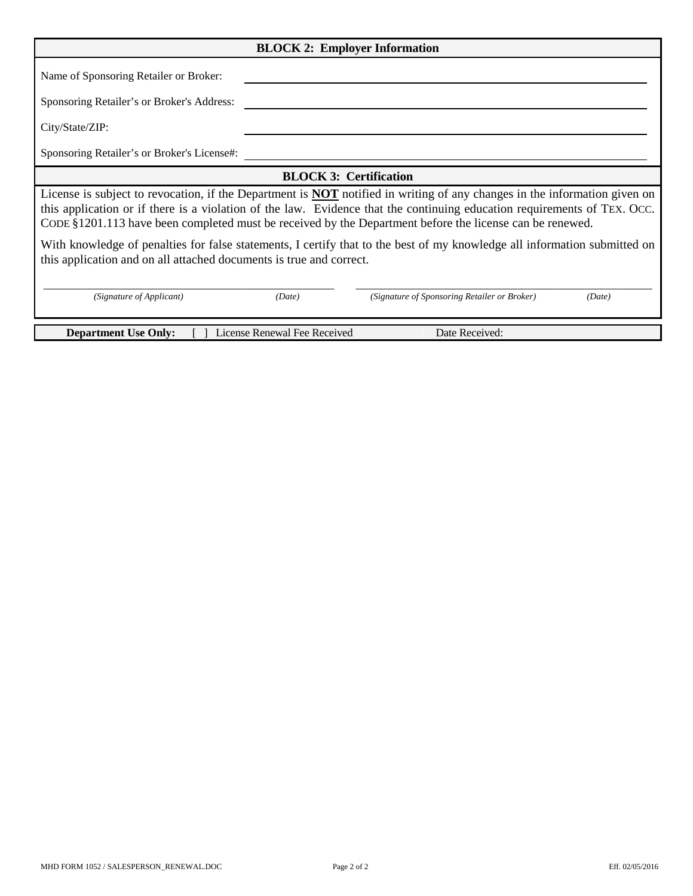## BLOCK 2: Employer Information

Name of Sponsoring Retailer or Broker: ______________________________

Sponsoring Retailer's or Broker's Address: ______________________________

City/State/ZIP: ______________________________

Sponsoring Retailer's or Broker's License#: ______________________________

## BLOCK 3: Certification

License is subject to revocation, if the Department is **NOT** notified in writing of any changes in the information given on this application or if there is a violation of the law. Evidence that the continuing education requirements of TEX. OCC. CODE §1201.113 have been completed must be received by the Department before the license can be renewed.

With knowledge of penalties for false statements, I certify that to the best of my knowledge all information submitted on this application and on all attached documents is true and correct.

______________________________ ______________________________

*(Signature of Applicant)* *(Date)* *(Signature of Sponsoring Retailer or Broker)* *(Date)*

**Department Use Only:** [ ] License Renewal Fee Received Date Received:

MHD FORM 1052 / SALESPERSON_RENEWAL.DOC Eff. 02/05/2016